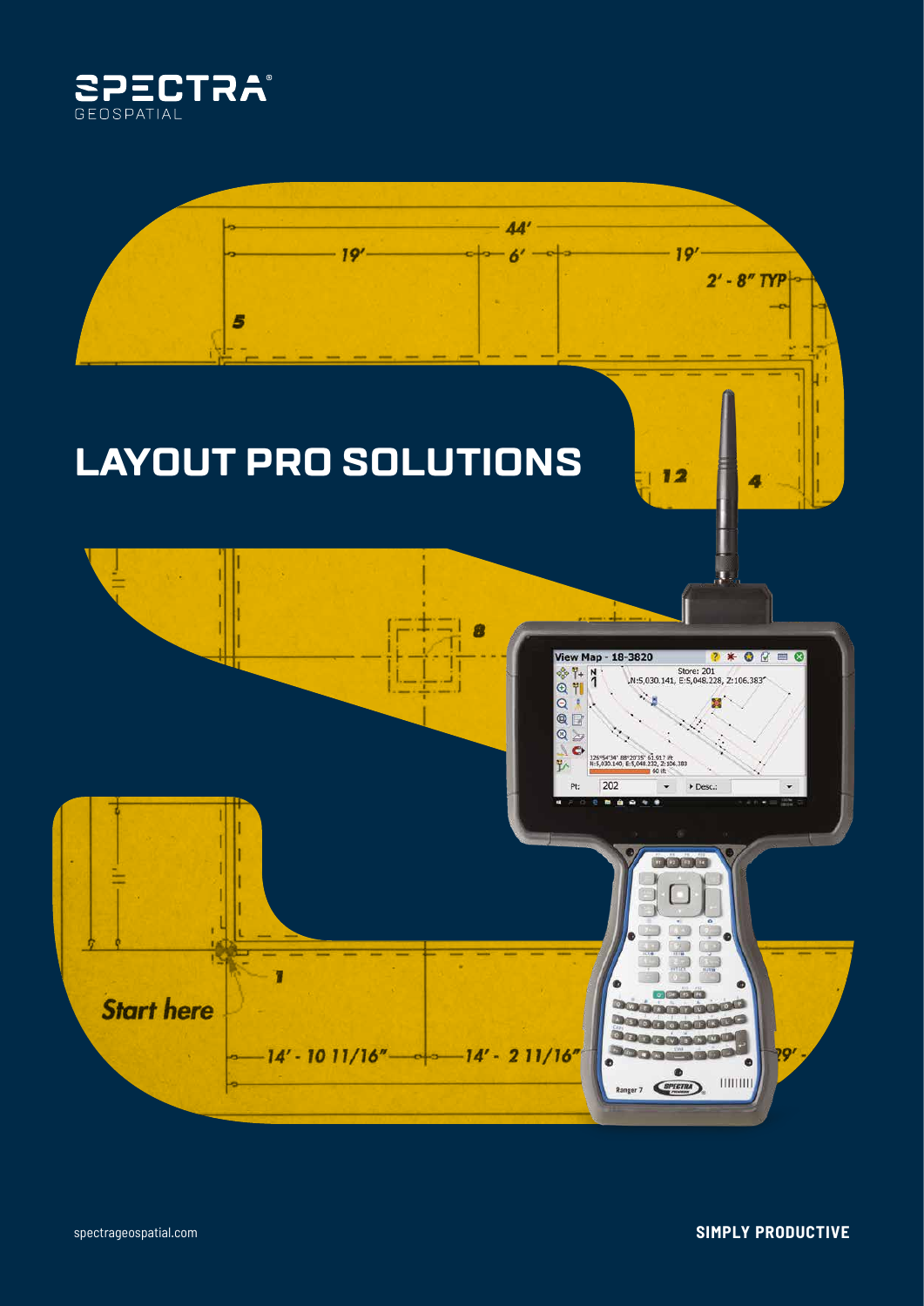SPECTRA GEOSPATIAL

# LAYOUT PRO SOLUTIONS

spectrageospatial.com

**SIMPLY PRODUCTIVE**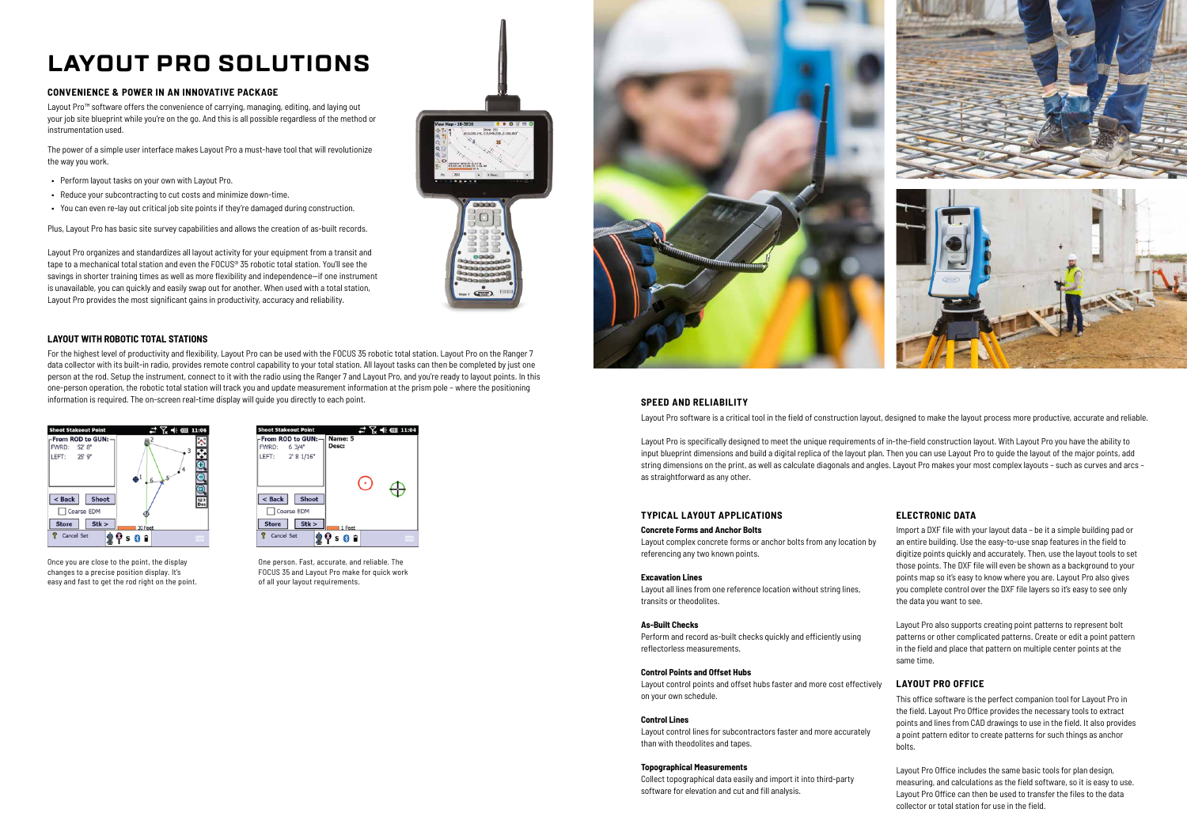# LAYOUT PRO SOLUTIONS

### CONVENIENCE & POWER IN AN INNOVATIVE PACKAGE

Layout Pro™ software offers the convenience of carrying, managing, editing, and laying out your job site blueprint while you're on the go. And this is all possible regardless of the method or instrumentation used.

The power of a simple user interface makes Layout Pro a must-have tool that will revolutionize the way you work.

- Perform layout tasks on your own with Layout Pro.
- Reduce your subcontracting to cut costs and minimize down-time.
- You can even re-lay out critical job site points if they're damaged during construction.

Plus, Layout Pro has basic site survey capabilities and allows the creation of as-built records.

Layout Pro organizes and standardizes all layout activity for your equipment from a transit and tape to a mechanical total station and even the FOCUS® 35 robotic total station. You'll see the savings in shorter training times as well as more flexibility and independence—if one instrument is unavailable, you can quickly and easily swap out for another. When used with a total station, Layout Pro provides the most significant gains in productivity, accuracy and reliability.

### LAYOUT WITH ROBOTIC TOTAL STATIONS

For the highest level of productivity and flexibility, Layout Pro can be used with the FOCUS 35 robotic total station. Layout Pro on the Ranger 7 data collector with its built-in radio, provides remote control capability to your total station. All layout tasks can then be completed by just one person at the rod. Setup the instrument, connect to it with the radio using the Ranger 7 and Layout Pro, and you're ready to layout points. In this one-person operation, the robotic total station will track you and update measurement information at the prism pole - where the positioning information is required. The on-screen real-time display will guide you directly to each point.

Once you are close to the point, the display changes to a precise position display. It's easy and fast to get the rod right on the point.

One person. Fast, accurate, and reliable. The FOCUS 35 and Layout Pro make for quick work of all your layout requirements.

### SPEED AND RELIABILITY

Layout Pro software is a critical tool in the field of construction layout, designed to make the layout process more productive, accurate and reliable.

Layout Pro is specifically designed to meet the unique requirements of in-the-field construction layout. With Layout Pro you have the ability to input blueprint dimensions and build a digital replica of the layout plan. Then you can use Layout Pro to guide the layout of the major points, add string dimensions on the print, as well as calculate diagonals and angles. Layout Pro makes your most complex layouts – such as curves and arcs – as straightforward as any other.

### TYPICAL LAYOUT APPLICATIONS

**Concrete Forms and Anchor Bolts**
Layout complex concrete forms or anchor bolts from any location by referencing any two known points.

**Excavation Lines**
Layout all lines from one reference location without string lines, transits or theodolites.

**As-Built Checks**
Perform and record as-built checks quickly and efficiently using reflectorless measurements.

**Control Points and Offset Hubs**
Layout control points and offset hubs faster and more cost effectively on your own schedule.

**Control Lines**
Layout control lines for subcontractors faster and more accurately than with theodolites and tapes.

**Topographical Measurements**
Collect topographical data easily and import it into third-party software for elevation and cut and fill analysis.

### ELECTRONIC DATA

Import a DXF file with your layout data – be it a simple building pad or an entire building. Use the easy-to-use snap features in the field to digitize points quickly and accurately. Then, use the layout tools to set those points. The DXF file will even be shown as a background to your points map so it's easy to know where you are. Layout Pro also gives you complete control over the DXF file layers so it's easy to see only the data you want to see.

Layout Pro also supports creating point patterns to represent bolt patterns or other complicated patterns. Create or edit a point pattern in the field and place that pattern on multiple center points at the same time.

### LAYOUT PRO OFFICE

This office software is the perfect companion tool for Layout Pro in the field. Layout Pro Office provides the necessary tools to extract points and lines from CAD drawings to use in the field. It also provides a point pattern editor to create patterns for such things as anchor bolts.

Layout Pro Office includes the same basic tools for plan design, measuring, and calculations as the field software, so it is easy to use. Layout Pro Office can then be used to transfer the files to the data collector or total station for use in the field.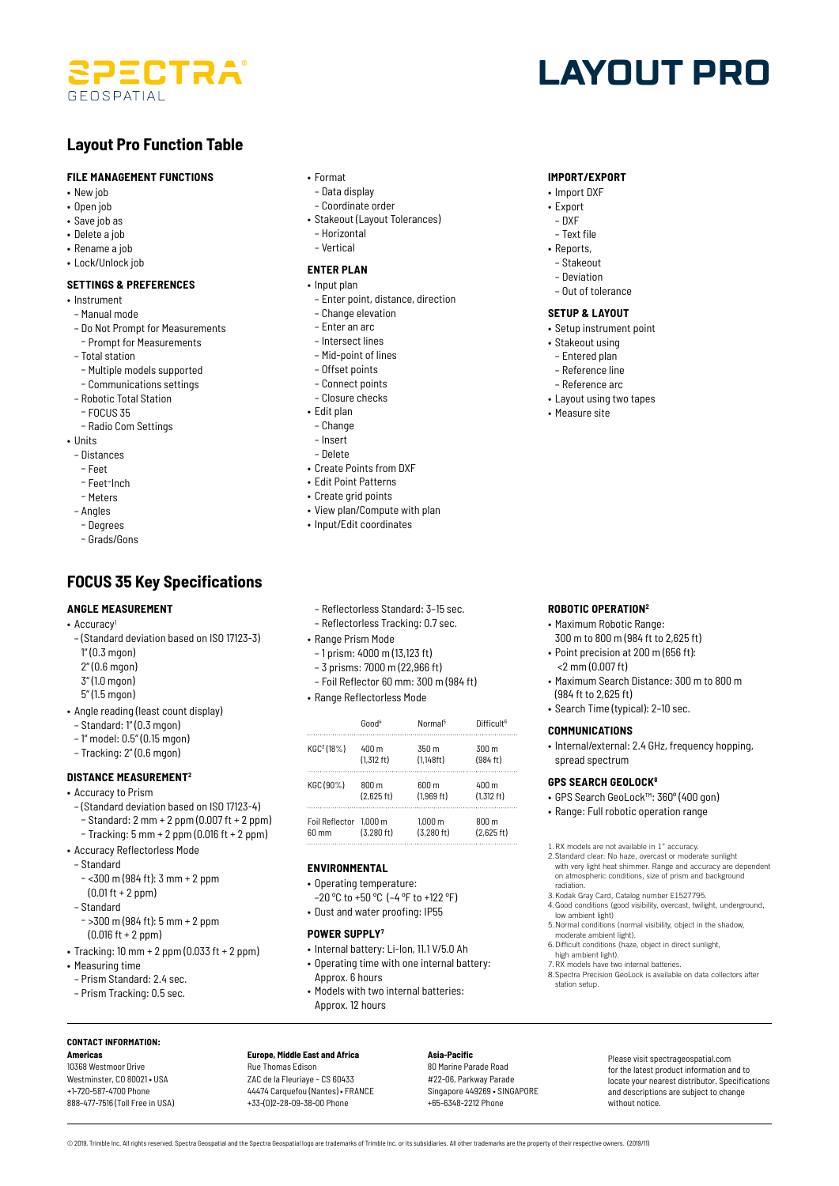SPECTRA GEOSPATIAL

# LAYOUT PRO

## Layout Pro Function Table

### FILE MANAGEMENT FUNCTIONS

- New job
- Open job
- Save job as
- Delete a job
- Rename a job
- Lock/Unlock job

### SETTINGS & PREFERENCES

- Instrument
  - Manual mode
  - Do Not Prompt for Measurements
    - Prompt for Measurements
  - Total station
    - Multiple models supported
    - Communications settings
  - Robotic Total Station
    - FOCUS 35
    - Radio Com Settings
- Units
  - Distances
    - Feet
    - Feet-Inch
    - Meters
  - Angles
    - Degrees
    - Grads/Gons
- Format
  - Data display
  - Coordinate order
- Stakeout (Layout Tolerances)
  - Horizontal
  - Vertical

### ENTER PLAN

- Input plan
  - Enter point, distance, direction
  - Change elevation
  - Enter an arc
  - Intersect lines
  - Mid-point of lines
  - Offset points
  - Connect points
  - Closure checks
- Edit plan
  - Change
  - Insert
  - Delete
- Create Points from DXF
- Edit Point Patterns
- Create grid points
- View plan/Compute with plan
- Input/Edit coordinates

### IMPORT/EXPORT

- Import DXF
- Export
  - DXF
  - Text file
- Reports,
  - Stakeout
  - Deviation
  - Out of tolerance

### SETUP & LAYOUT

- Setup instrument point
- Stakeout using
  - Entered plan
  - Reference line
  - Reference arc
- Layout using two tapes
- Measure site

## FOCUS 35 Key Specifications

### ANGLE MEASUREMENT

- Accuracy[1]
  - (Standard deviation based on ISO 17123-3)
    1" (0.3 mgon)
    2" (0.6 mgon)
    3" (1.0 mgon)
    5" (1.5 mgon)
- Angle reading (least count display)
  - Standard: 1" (0.3 mgon)
  - 1" model: 0.5" (0.15 mgon)
  - Tracking: 2" (0.6 mgon)

### DISTANCE MEASUREMENT[2]

- Accuracy to Prism
  - (Standard deviation based on ISO 17123-4)
    - Standard: 2 mm + 2 ppm (0.007 ft + 2 ppm)
    - Tracking: 5 mm + 2 ppm (0.016 ft + 2 ppm)
- Accuracy Reflectorless Mode
  - Standard
    - <300 m (984 ft): 3 mm + 2 ppm (0.01 ft + 2 ppm)
  - Standard
    - >300 m (984 ft): 5 mm + 2 ppm (0.016 ft + 2 ppm)
- Tracking: 10 mm + 2 ppm (0.033 ft + 2 ppm)
- Measuring time
  - Prism Standard: 2.4 sec.
  - Prism Tracking: 0.5 sec.
  - Reflectorless Standard: 3–15 sec.
  - Reflectorless Tracking: 0.7 sec.
- Range Prism Mode
  - 1 prism: 4000 m (13,123 ft)
  - 3 prisms: 7000 m (22,966 ft)
  - Foil Reflector 60 mm: 300 m (984 ft)
- Range Reflectorless Mode

| | Good[4] | Normal[5] | Difficult[6] |
|---|---|---|---|
| KGC[3] (18%) | 400 m (1,312 ft) | 350 m (1,148ft) | 300 m (984 ft) |
| KGC (90%) | 800 m (2,625 ft) | 600 m (1,969 ft) | 400 m (1,312 ft) |
| Foil Reflector 60 mm | 1,000 m (3,280 ft) | 1,000 m (3,280 ft) | 800 m (2,625 ft) |

### ENVIRONMENTAL

- Operating temperature: –20 °C to +50 °C (–4 °F to +122 °F)
- Dust and water proofing: IP55

### POWER SUPPLY[7]

- Internal battery: Li-Ion, 11.1 V/5.0 Ah
- Operating time with one internal battery: Approx. 6 hours
- Models with two internal batteries: Approx. 12 hours

### ROBOTIC OPERATION[2]

- Maximum Robotic Range: 300 m to 800 m (984 ft to 2,625 ft)
- Point precision at 200 m (656 ft): <2 mm (0.007 ft)
- Maximum Search Distance: 300 m to 800 m (984 ft to 2,625 ft)
- Search Time (typical): 2–10 sec.

### COMMUNICATIONS

- Internal/external: 2.4 GHz, frequency hopping, spread spectrum

### GPS SEARCH GEOLOCK[8]

- GPS Search GeoLock™: 360° (400 gon)
- Range: Full robotic operation range

1. RX models are not available in 1" accuracy.
2. Standard clear: No haze, overcast or moderate sunlight with very light heat shimmer. Range and accuracy are dependent on atmospheric conditions, size of prism and background radiation.
3. Kodak Gray Card, Catalog number E1527795.
4. Good conditions (good visibility, overcast, twilight, underground, low ambient light)
5. Normal conditions (normal visibility, object in the shadow, moderate ambient light).
6. Difficult conditions (haze, object in direct sunlight, high ambient light).
7. RX models have two internal batteries.
8. Spectra Precision GeoLock is available on data collectors after station setup.

**CONTACT INFORMATION:**

**Americas**
10368 Westmoor Drive
Westminster, CO 80021 • USA
+1-720-587-4700 Phone
888-477-7516 (Toll Free in USA)

**Europe, Middle East and Africa**
Rue Thomas Edison
ZAC de la Fleuriaye – CS 60433
44474 Carquefou (Nantes) • FRANCE
+33-(0)2-28-09-38-00 Phone

**Asia-Pacific**
80 Marine Parade Road
#22-06, Parkway Parade
Singapore 449269 • SINGAPORE
+65-6348-2212 Phone

Please visit spectrageospatial.com for the latest product information and to locate your nearest distributor. Specifications and descriptions are subject to change without notice.

© 2019, Trimble Inc. All rights reserved. Spectra Geospatial and the Spectra Geospatial logo are trademarks of Trimble Inc. or its subsidiaries. All other trademarks are the property of their respective owners. (2019/11)